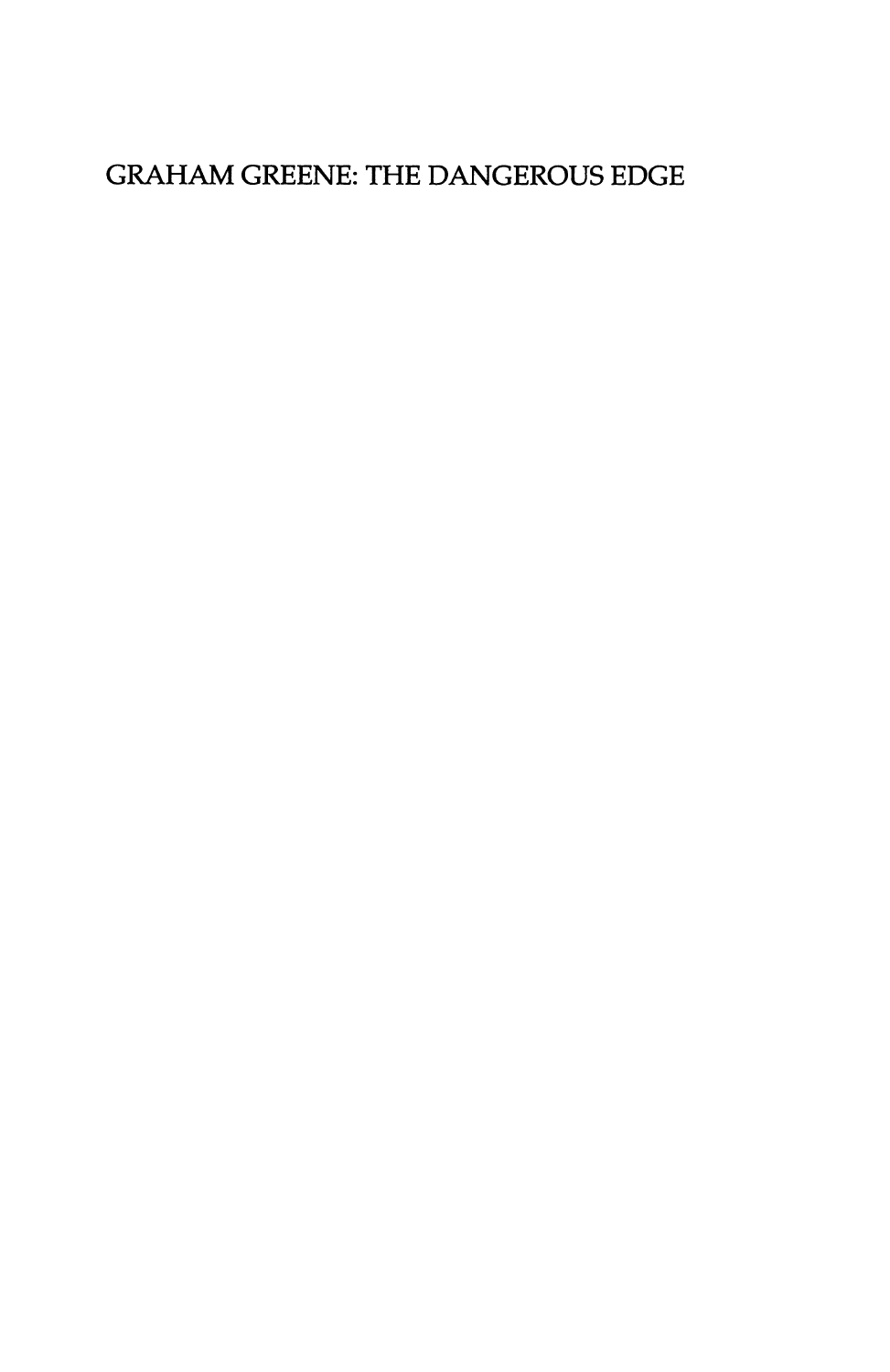# GRAHAM GREENE: THE DANGEROUS EDGE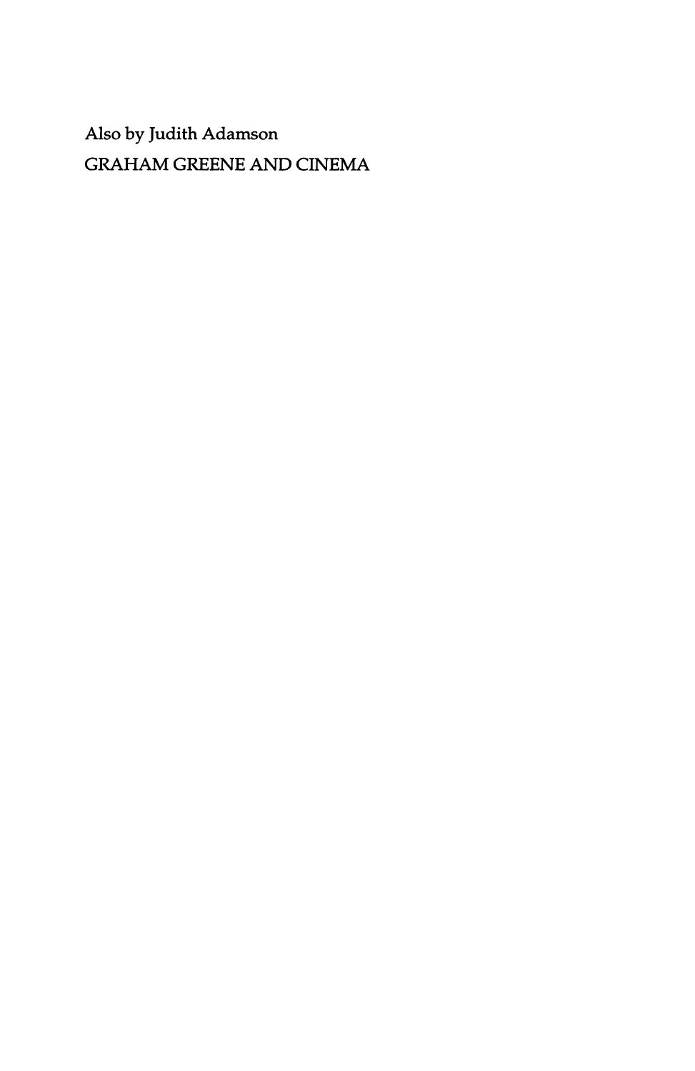Also by Judith Adamson

GRAHAM GREENE AND CINEMA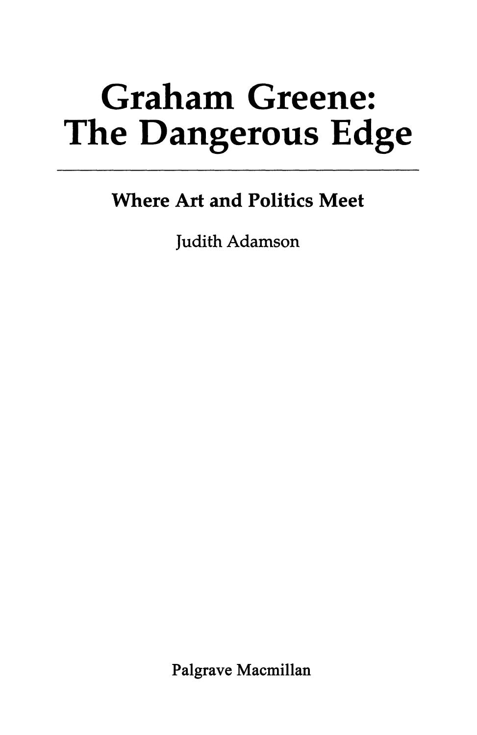# Graham Greene: The Dangerous Edge

## Where Art and Politics Meet

Judith Adamson

Palgrave Macmillan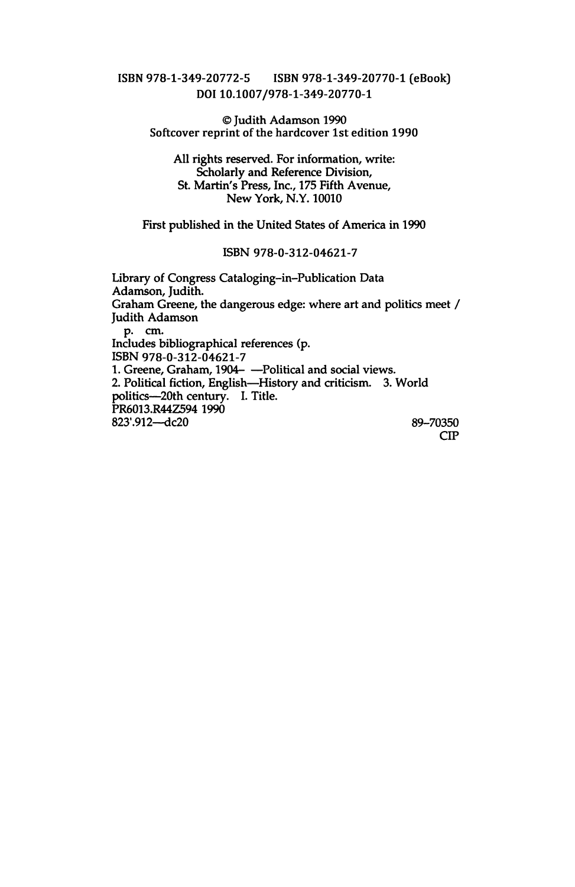ISBN 978-1-349-20772-5    ISBN 978-1-349-20770-1 (eBook)
DOI 10.1007/978-1-349-20770-1

© Judith Adamson 1990
Softcover reprint of the hardcover 1st edition 1990

All rights reserved. For information, write:
Scholarly and Reference Division,
St. Martin's Press, Inc., 175 Fifth Avenue,
New York, N.Y. 10010

First published in the United States of America in 1990

ISBN 978-0-312-04621-7

Library of Congress Cataloging-in-Publication Data
Adamson, Judith.
Graham Greene, the dangerous edge: where art and politics meet /
Judith Adamson
p. cm.
Includes bibliographical references (p.
ISBN 978-0-312-04621-7
1. Greene, Graham, 1904– —Political and social views.
2. Political fiction, English—History and criticism. 3. World
politics—20th century. I. Title.
PR6013.R44Z594 1990
823'.912—dc20    89–70350
CIP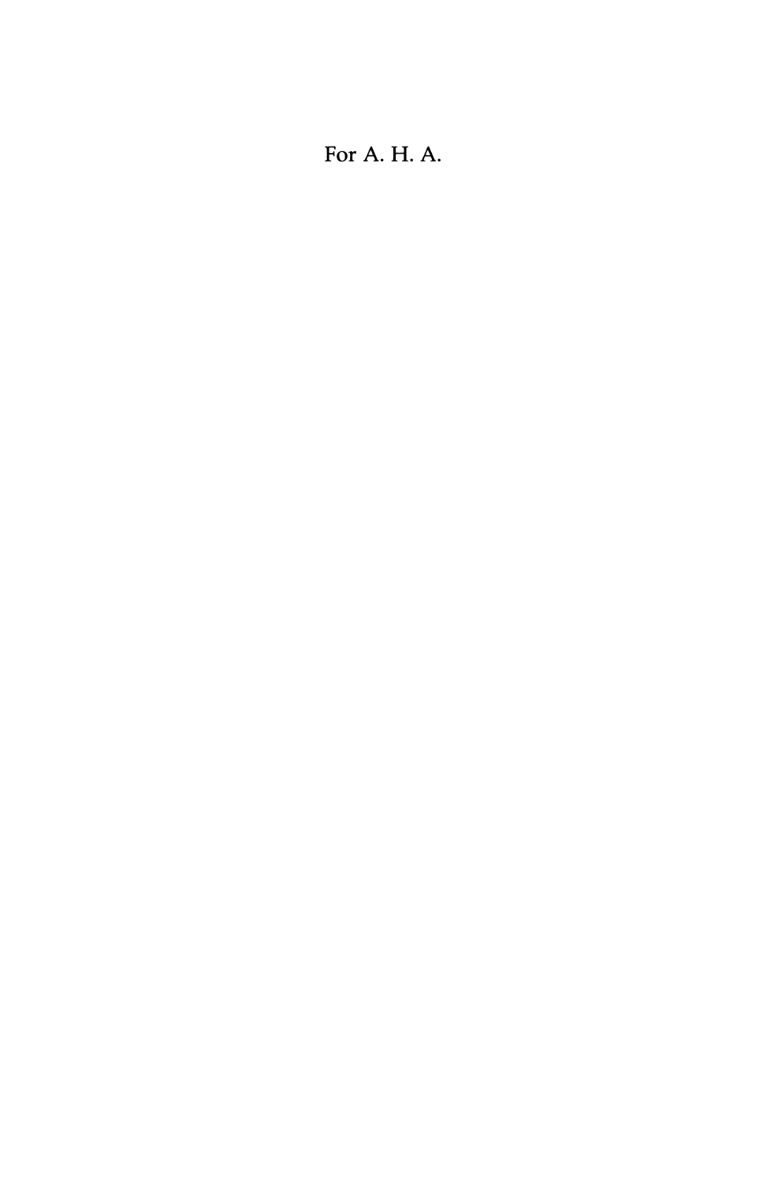For A. H. A.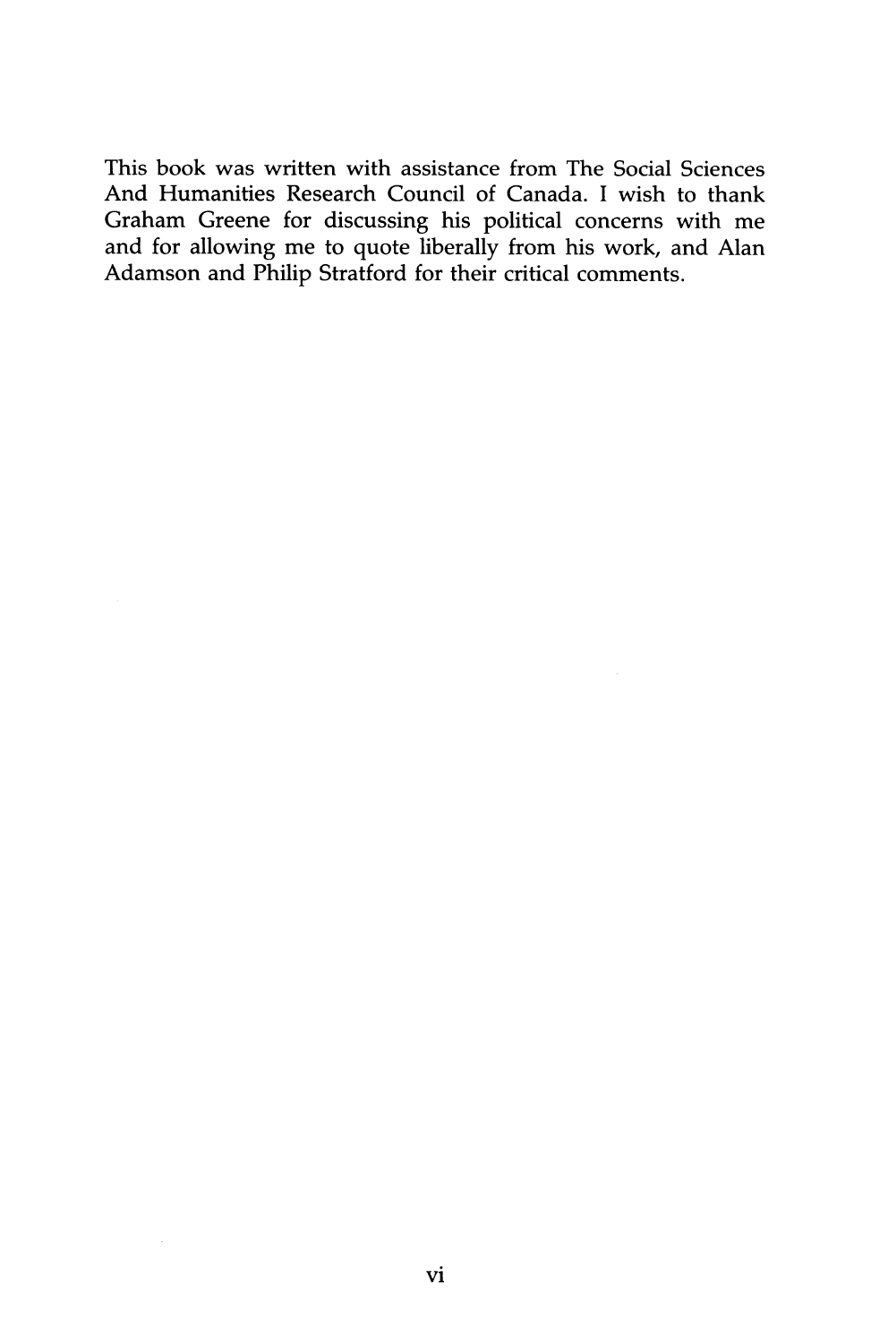This book was written with assistance from The Social Sciences And Humanities Research Council of Canada. I wish to thank Graham Greene for discussing his political concerns with me and for allowing me to quote liberally from his work, and Alan Adamson and Philip Stratford for their critical comments.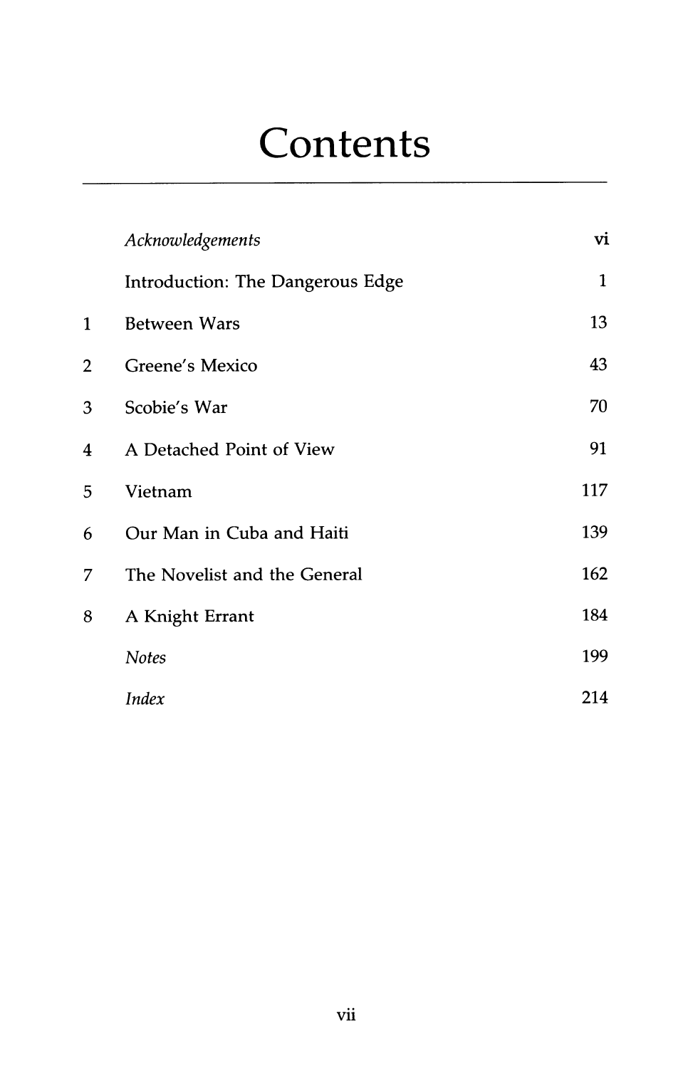# Contents

| | | |
|---|---|---|
| | *Acknowledgements* | vi |
| | Introduction: The Dangerous Edge | 1 |
| 1 | Between Wars | 13 |
| 2 | Greene's Mexico | 43 |
| 3 | Scobie's War | 70 |
| 4 | A Detached Point of View | 91 |
| 5 | Vietnam | 117 |
| 6 | Our Man in Cuba and Haiti | 139 |
| 7 | The Novelist and the General | 162 |
| 8 | A Knight Errant | 184 |
| | *Notes* | 199 |
| | *Index* | 214 |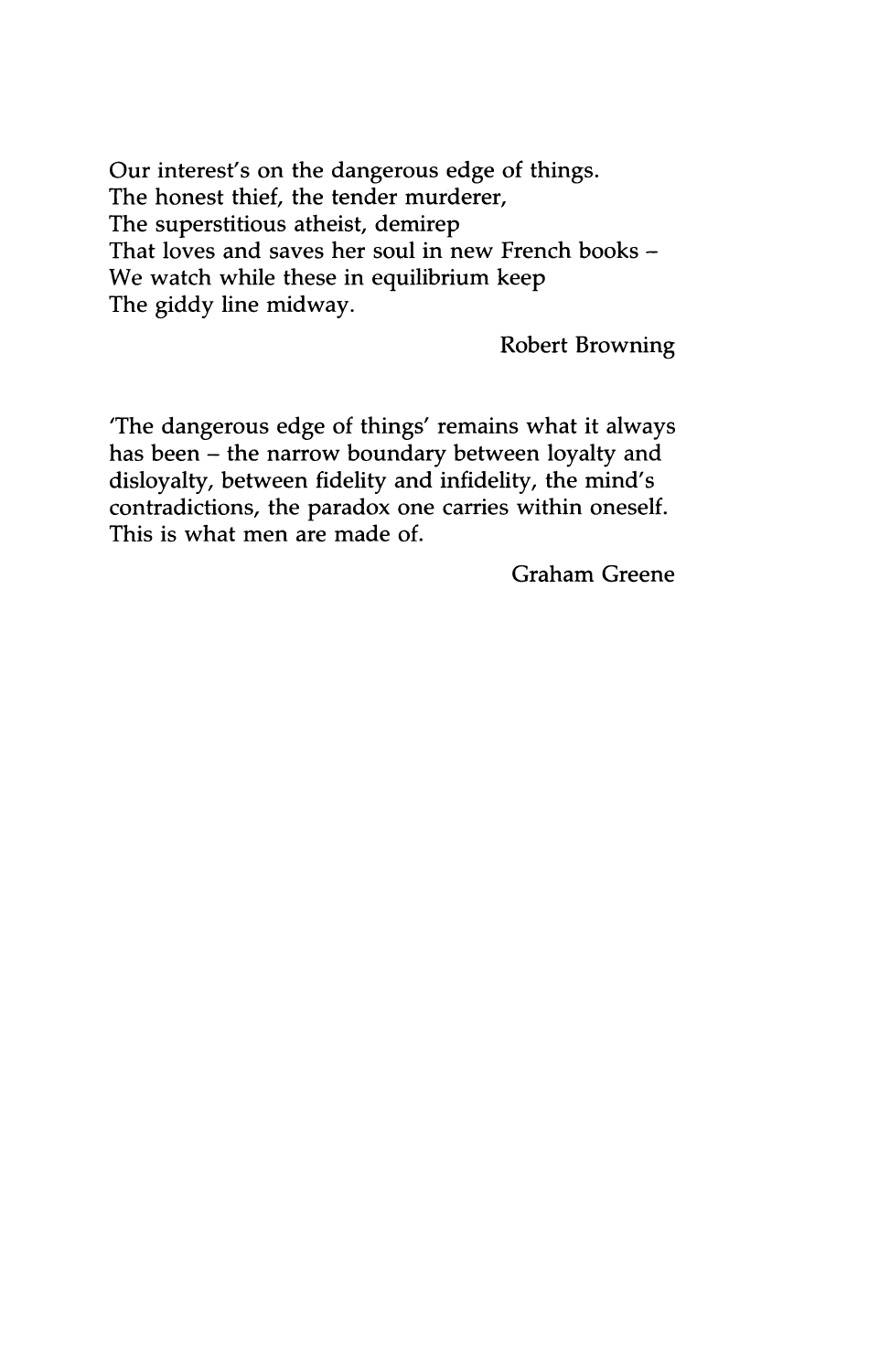Our interest's on the dangerous edge of things.  
The honest thief, the tender murderer,  
The superstitious atheist, demirep  
That loves and saves her soul in new French books –  
We watch while these in equilibrium keep  
The giddy line midway.

Robert Browning

'The dangerous edge of things' remains what it always has been – the narrow boundary between loyalty and disloyalty, between fidelity and infidelity, the mind's contradictions, the paradox one carries within oneself. This is what men are made of.

Graham Greene